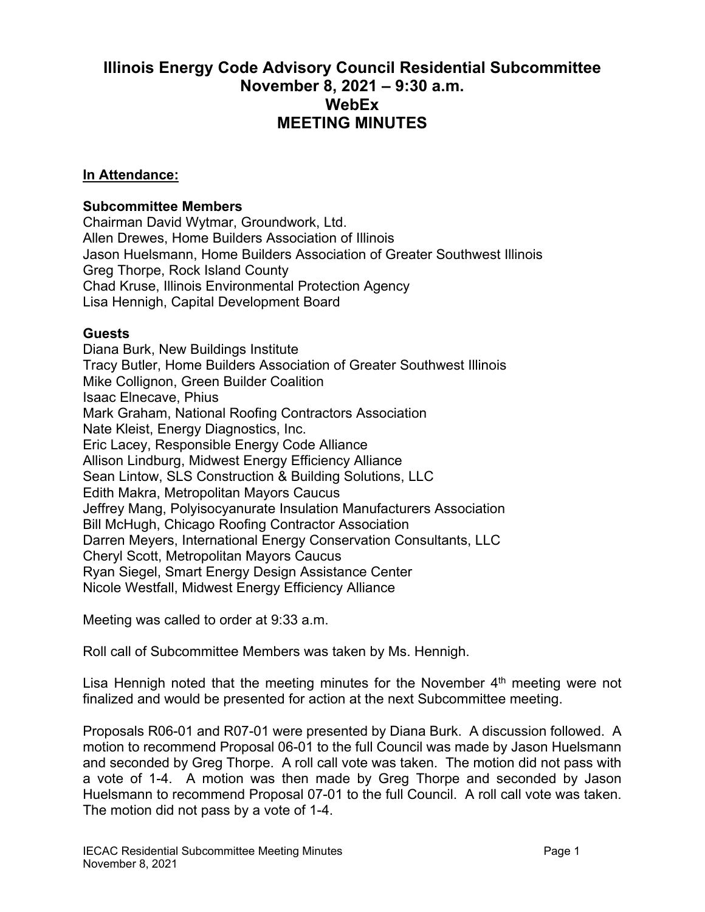# Illinois Energy Code Advisory Council Residential Subcommittee
# November 8, 2021 – 9:30 a.m.
# WebEx
# MEETING MINUTES

**In Attendance:**

**Subcommittee Members**

Chairman David Wytmar, Groundwork, Ltd.
Allen Drewes, Home Builders Association of Illinois
Jason Huelsmann, Home Builders Association of Greater Southwest Illinois
Greg Thorpe, Rock Island County
Chad Kruse, Illinois Environmental Protection Agency
Lisa Hennigh, Capital Development Board

**Guests**

Diana Burk, New Buildings Institute
Tracy Butler, Home Builders Association of Greater Southwest Illinois
Mike Collignon, Green Builder Coalition
Isaac Elnecave, Phius
Mark Graham, National Roofing Contractors Association
Nate Kleist, Energy Diagnostics, Inc.
Eric Lacey, Responsible Energy Code Alliance
Allison Lindburg, Midwest Energy Efficiency Alliance
Sean Lintow, SLS Construction & Building Solutions, LLC
Edith Makra, Metropolitan Mayors Caucus
Jeffrey Mang, Polyisocyanurate Insulation Manufacturers Association
Bill McHugh, Chicago Roofing Contractor Association
Darren Meyers, International Energy Conservation Consultants, LLC
Cheryl Scott, Metropolitan Mayors Caucus
Ryan Siegel, Smart Energy Design Assistance Center
Nicole Westfall, Midwest Energy Efficiency Alliance

Meeting was called to order at 9:33 a.m.

Roll call of Subcommittee Members was taken by Ms. Hennigh.

Lisa Hennigh noted that the meeting minutes for the November 4th meeting were not finalized and would be presented for action at the next Subcommittee meeting.

Proposals R06-01 and R07-01 were presented by Diana Burk. A discussion followed. A motion to recommend Proposal 06-01 to the full Council was made by Jason Huelsmann and seconded by Greg Thorpe. A roll call vote was taken. The motion did not pass with a vote of 1-4. A motion was then made by Greg Thorpe and seconded by Jason Huelsmann to recommend Proposal 07-01 to the full Council. A roll call vote was taken. The motion did not pass by a vote of 1-4.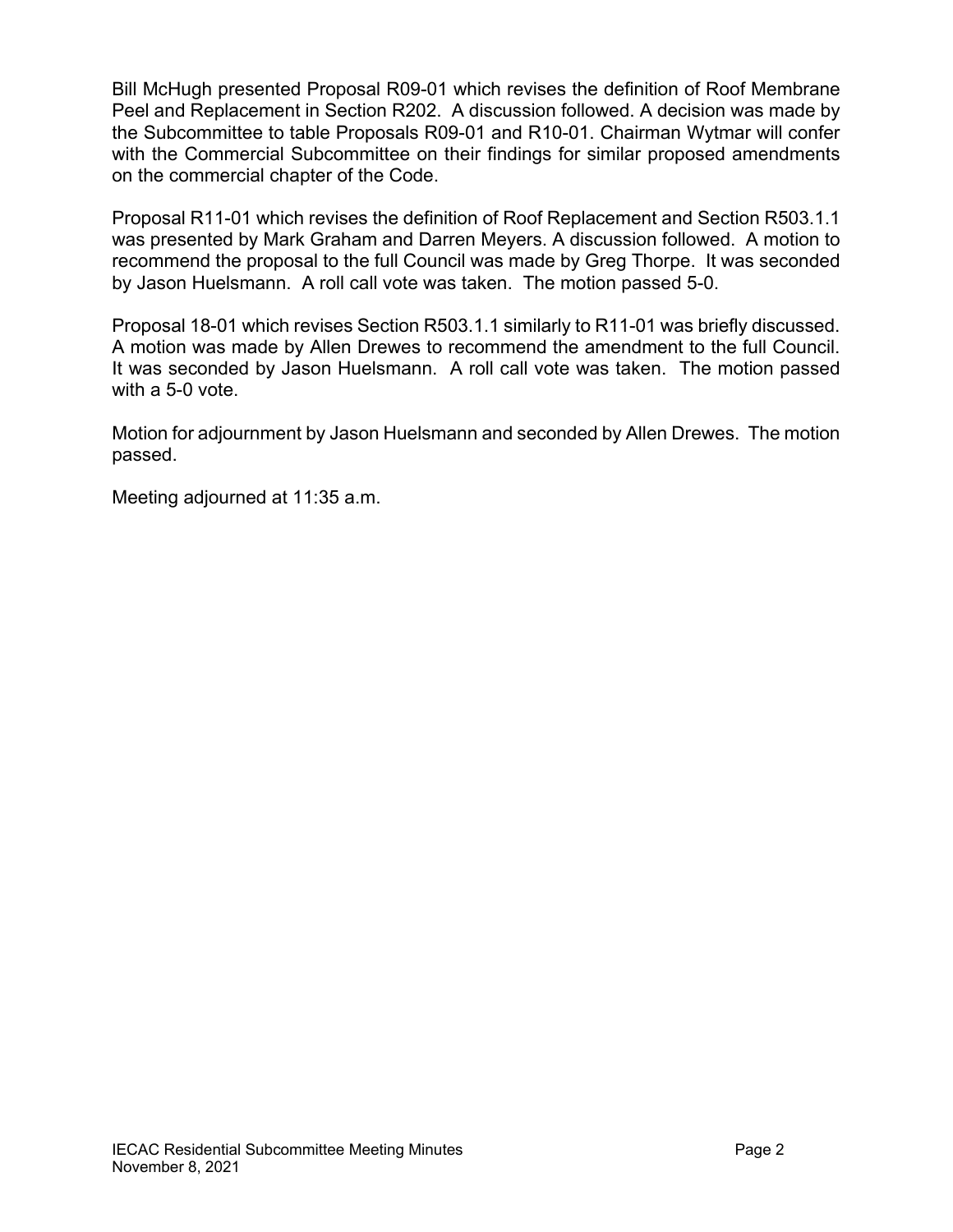Bill McHugh presented Proposal R09-01 which revises the definition of Roof Membrane Peel and Replacement in Section R202. A discussion followed. A decision was made by the Subcommittee to table Proposals R09-01 and R10-01. Chairman Wytmar will confer with the Commercial Subcommittee on their findings for similar proposed amendments on the commercial chapter of the Code.

Proposal R11-01 which revises the definition of Roof Replacement and Section R503.1.1 was presented by Mark Graham and Darren Meyers. A discussion followed. A motion to recommend the proposal to the full Council was made by Greg Thorpe. It was seconded by Jason Huelsmann. A roll call vote was taken. The motion passed 5-0.

Proposal 18-01 which revises Section R503.1.1 similarly to R11-01 was briefly discussed. A motion was made by Allen Drewes to recommend the amendment to the full Council. It was seconded by Jason Huelsmann. A roll call vote was taken. The motion passed with a 5-0 vote.

Motion for adjournment by Jason Huelsmann and seconded by Allen Drewes. The motion passed.

Meeting adjourned at 11:35 a.m.